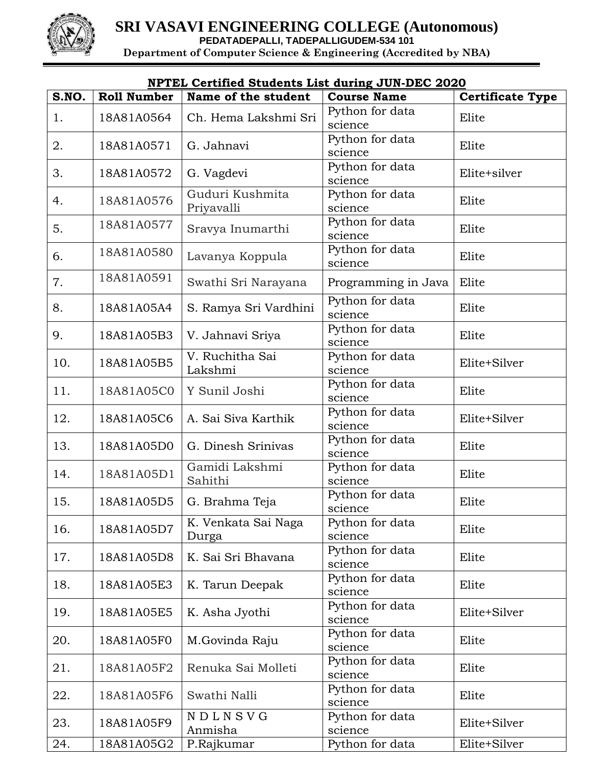# SRI VASAVI ENGINEERING COLLEGE (Autonomous)

**PEDATADEPALLI, TADEPALLIGUDEM-534 101**

**Department of Computer Science & Engineering (Accredited by NBA)**

## NPTEL Certified Students List during JUN-DEC 2020

| S.NO. | Roll Number | Name of the student | Course Name | Certificate Type |
|---|---|---|---|---|
| 1. | 18A81A0564 | Ch. Hema Lakshmi Sri | Python for data science | Elite |
| 2. | 18A81A0571 | G. Jahnavi | Python for data science | Elite |
| 3. | 18A81A0572 | G. Vagdevi | Python for data science | Elite+silver |
| 4. | 18A81A0576 | Guduri Kushmita Priyavalli | Python for data science | Elite |
| 5. | 18A81A0577 | Sravya Inumarthi | Python for data science | Elite |
| 6. | 18A81A0580 | Lavanya Koppula | Python for data science | Elite |
| 7. | 18A81A0591 | Swathi Sri Narayana | Programming in Java | Elite |
| 8. | 18A81A05A4 | S. Ramya Sri Vardhini | Python for data science | Elite |
| 9. | 18A81A05B3 | V. Jahnavi Sriya | Python for data science | Elite |
| 10. | 18A81A05B5 | V. Ruchitha Sai Lakshmi | Python for data science | Elite+Silver |
| 11. | 18A81A05C0 | Y Sunil Joshi | Python for data science | Elite |
| 12. | 18A81A05C6 | A. Sai Siva Karthik | Python for data science | Elite+Silver |
| 13. | 18A81A05D0 | G. Dinesh Srinivas | Python for data science | Elite |
| 14. | 18A81A05D1 | Gamidi Lakshmi Sahithi | Python for data science | Elite |
| 15. | 18A81A05D5 | G. Brahma Teja | Python for data science | Elite |
| 16. | 18A81A05D7 | K. Venkata Sai Naga Durga | Python for data science | Elite |
| 17. | 18A81A05D8 | K. Sai Sri Bhavana | Python for data science | Elite |
| 18. | 18A81A05E3 | K. Tarun Deepak | Python for data science | Elite |
| 19. | 18A81A05E5 | K. Asha Jyothi | Python for data science | Elite+Silver |
| 20. | 18A81A05F0 | M.Govinda Raju | Python for data science | Elite |
| 21. | 18A81A05F2 | Renuka Sai Molleti | Python for data science | Elite |
| 22. | 18A81A05F6 | Swathi Nalli | Python for data science | Elite |
| 23. | 18A81A05F9 | N D L N S V G Anmisha | Python for data science | Elite+Silver |
| 24. | 18A81A05G2 | P.Rajkumar | Python for data | Elite+Silver |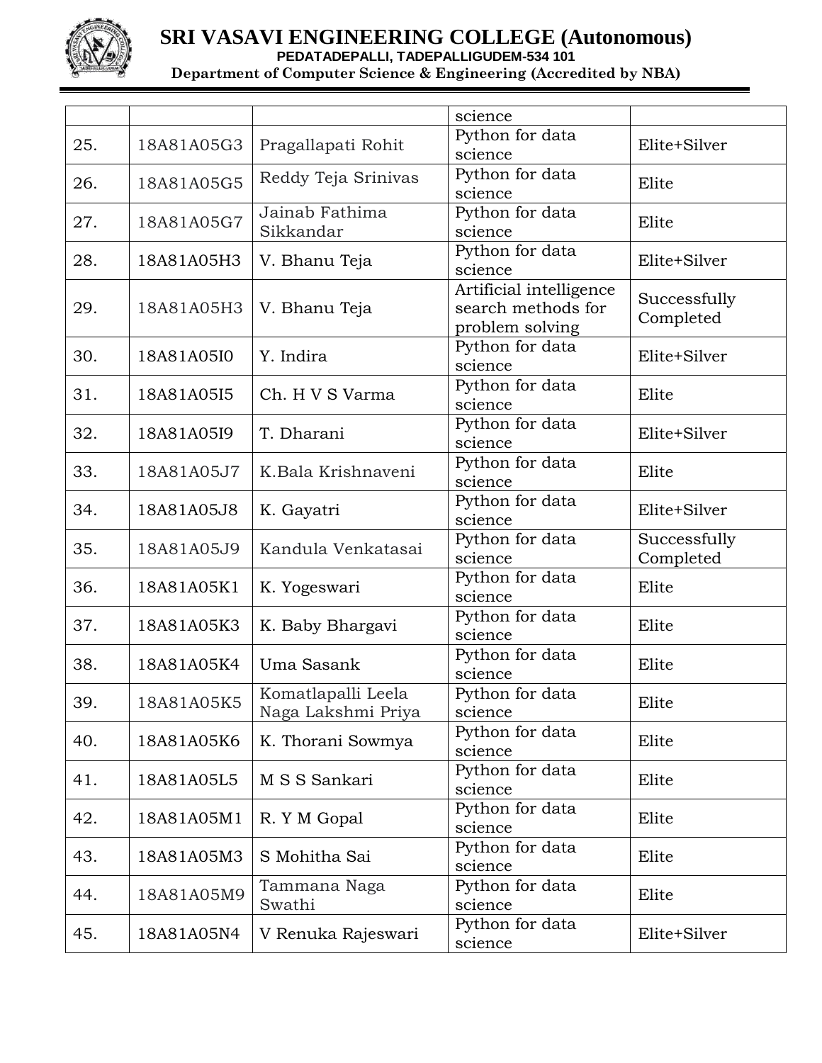| | | | | |
|---|---|---|---|---|
| | | | science | |
| 25. | 18A81A05G3 | Pragallapati Rohit | Python for data science | Elite+Silver |
| 26. | 18A81A05G5 | Reddy Teja Srinivas | Python for data science | Elite |
| 27. | 18A81A05G7 | Jainab Fathima Sikkandar | Python for data science | Elite |
| 28. | 18A81A05H3 | V. Bhanu Teja | Python for data science | Elite+Silver |
| 29. | 18A81A05H3 | V. Bhanu Teja | Artificial intelligence search methods for problem solving | Successfully Completed |
| 30. | 18A81A05I0 | Y. Indira | Python for data science | Elite+Silver |
| 31. | 18A81A05I5 | Ch. H V S Varma | Python for data science | Elite |
| 32. | 18A81A05I9 | T. Dharani | Python for data science | Elite+Silver |
| 33. | 18A81A05J7 | K.Bala Krishnaveni | Python for data science | Elite |
| 34. | 18A81A05J8 | K. Gayatri | Python for data science | Elite+Silver |
| 35. | 18A81A05J9 | Kandula Venkatasai | Python for data science | Successfully Completed |
| 36. | 18A81A05K1 | K. Yogeswari | Python for data science | Elite |
| 37. | 18A81A05K3 | K. Baby Bhargavi | Python for data science | Elite |
| 38. | 18A81A05K4 | Uma Sasank | Python for data science | Elite |
| 39. | 18A81A05K5 | Komatlapalli Leela Naga Lakshmi Priya | Python for data science | Elite |
| 40. | 18A81A05K6 | K. Thorani Sowmya | Python for data science | Elite |
| 41. | 18A81A05L5 | M S S Sankari | Python for data science | Elite |
| 42. | 18A81A05M1 | R. Y M Gopal | Python for data science | Elite |
| 43. | 18A81A05M3 | S Mohitha Sai | Python for data science | Elite |
| 44. | 18A81A05M9 | Tammana Naga Swathi | Python for data science | Elite |
| 45. | 18A81A05N4 | V Renuka Rajeswari | Python for data science | Elite+Silver |